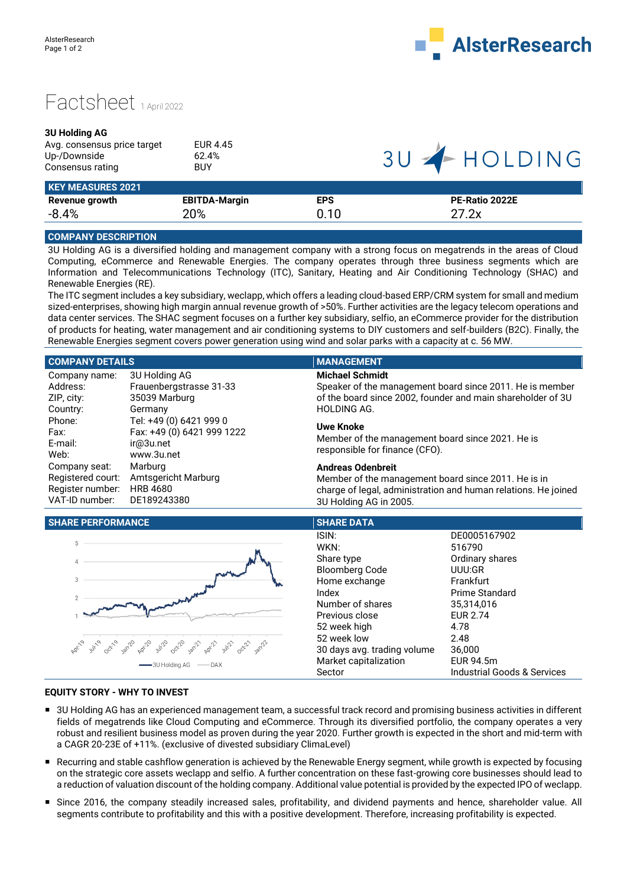# Factsheet 1 April 2022

**3U Holding AG**

| | |
|---|---|
| Avg. consensus price target | EUR 4.45 |
| Up-/Downside | 62.4% |
| Consensus rating | BUY |

## KEY MEASURES 2021

| Revenue growth | EBITDA-Margin | EPS | PE-Ratio 2022E |
|---|---|---|---|
| -8.4% | 20% | 0.10 | 27.2x |

## COMPANY DESCRIPTION

3U Holding AG is a diversified holding and management company with a strong focus on megatrends in the areas of Cloud Computing, eCommerce and Renewable Energies. The company operates through three business segments which are Information and Telecommunications Technology (ITC), Sanitary, Heating and Air Conditioning Technology (SHAC) and Renewable Energies (RE).

The ITC segment includes a key subsidiary, weclapp, which offers a leading cloud-based ERP/CRM system for small and medium sized-enterprises, showing high margin annual revenue growth of >50%. Further activities are the legacy telecom operations and data center services. The SHAC segment focuses on a further key subsidiary, selfio, an eCommerce provider for the distribution of products for heating, water management and air conditioning systems to DIY customers and self-builders (B2C). Finally, the Renewable Energies segment covers power generation using wind and solar parks with a capacity at c. 56 MW.

## COMPANY DETAILS

| | |
|---|---|
| Company name: | 3U Holding AG |
| Address: | Frauenbergstrasse 31-33 |
| ZIP, city: | 35039 Marburg |
| Country: | Germany |
| Phone: | Tel: +49 (0) 6421 999 0 |
| Fax: | Fax: +49 (0) 6421 999 1222 |
| E-mail: | ir@3u.net |
| Web: | www.3u.net |
| Company seat: | Marburg |
| Registered court: | Amtsgericht Marburg |
| Register number: | HRB 4680 |
| VAT-ID number: | DE189243380 |

## MANAGEMENT

**Michael Schmidt**
Speaker of the management board since 2011. He is member of the board since 2002, founder and main shareholder of 3U HOLDING AG.

**Uwe Knoke**
Member of the management board since 2021. He is responsible for finance (CFO).

**Andreas Odenbreit**
Member of the management board since 2011. He is in charge of legal, administration and human relations. He joined 3U Holding AG in 2005.

## SHARE PERFORMANCE

3U Holding AG — DAX (Apr-19 to Jan-22)

## SHARE DATA

| | |
|---|---|
| ISIN: | DE0005167902 |
| WKN: | 516790 |
| Share type | Ordinary shares |
| Bloomberg Code | UUU:GR |
| Home exchange | Frankfurt |
| Index | Prime Standard |
| Number of shares | 35,314,016 |
| Previous close | EUR 2.74 |
| 52 week high | 4.78 |
| 52 week low | 2.48 |
| 30 days avg. trading volume | 36,000 |
| Market capitalization | EUR 94.5m |
| Sector | Industrial Goods & Services |

## EQUITY STORY - WHY TO INVEST

- 3U Holding AG has an experienced management team, a successful track record and promising business activities in different fields of megatrends like Cloud Computing and eCommerce. Through its diversified portfolio, the company operates a very robust and resilient business model as proven during the year 2020. Further growth is expected in the short and mid-term with a CAGR 20-23E of +11%. (exclusive of divested subsidiary ClimaLevel)
- Recurring and stable cashflow generation is achieved by the Renewable Energy segment, while growth is expected by focusing on the strategic core assets weclapp and selfio. A further concentration on these fast-growing core businesses should lead to a reduction of valuation discount of the holding company. Additional value potential is provided by the expected IPO of weclapp.
- Since 2016, the company steadily increased sales, profitability, and dividend payments and hence, shareholder value. All segments contribute to profitability and this with a positive development. Therefore, increasing profitability is expected.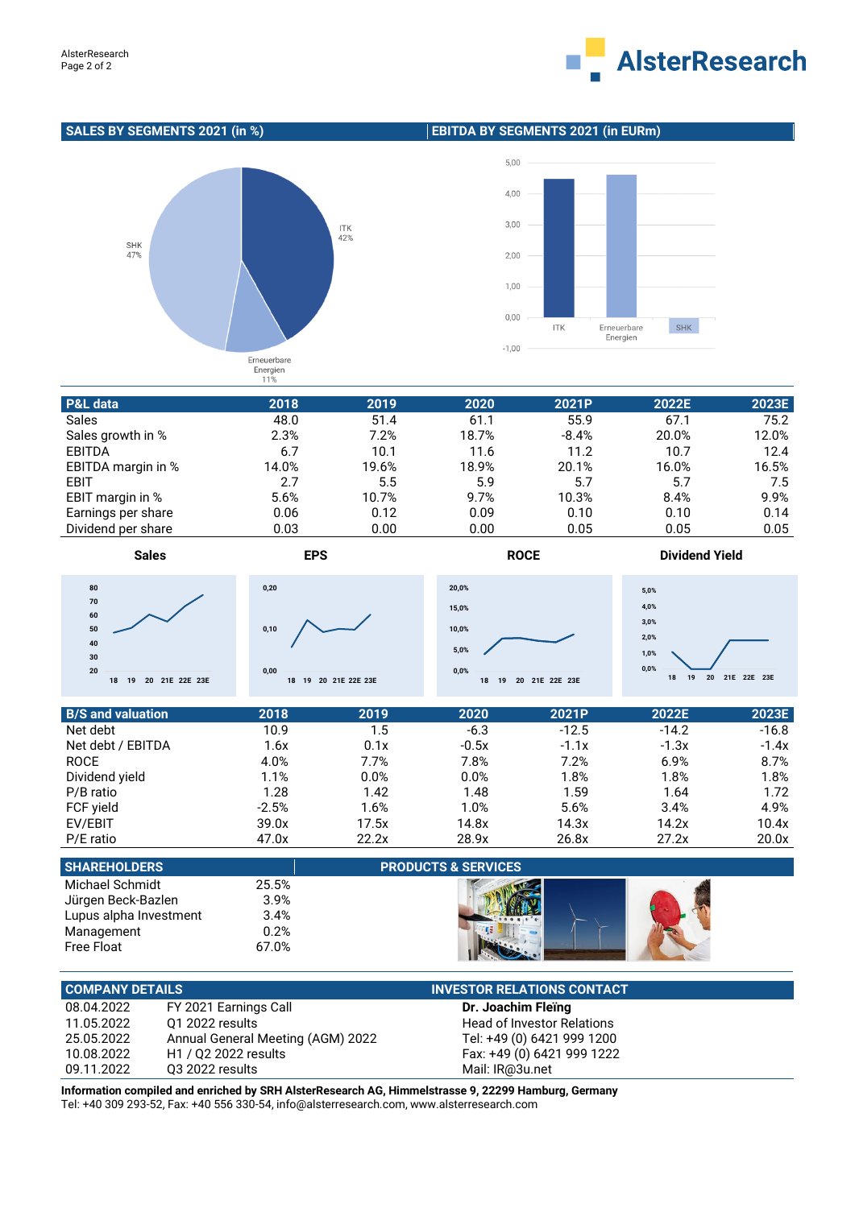## SALES BY SEGMENTS 2021 (in %)

ITK
42%

SHK
47%

Erneuerbare
Energien
11%

## EBITDA BY SEGMENTS 2021 (in EURm)

5,00
4,00
3,00
2,00
1,00
0,00
-1,00

ITK
Erneuerbare
Energien
SHK

| P&L data | 2018 | 2019 | 2020 | 2021P | 2022E | 2023E |
|---|---|---|---|---|---|---|
| Sales | 48.0 | 51.4 | 61.1 | 55.9 | 67.1 | 75.2 |
| Sales growth in % | 2.3% | 7.2% | 18.7% | -8.4% | 20.0% | 12.0% |
| EBITDA | 6.7 | 10.1 | 11.6 | 11.2 | 10.7 | 12.4 |
| EBITDA margin in % | 14.0% | 19.6% | 18.9% | 20.1% | 16.0% | 16.5% |
| EBIT | 2.7 | 5.5 | 5.9 | 5.7 | 5.7 | 7.5 |
| EBIT margin in % | 5.6% | 10.7% | 9.7% | 10.3% | 8.4% | 9.9% |
| Earnings per share | 0.06 | 0.12 | 0.09 | 0.10 | 0.10 | 0.14 |
| Dividend per share | 0.03 | 0.00 | 0.00 | 0.05 | 0.05 | 0.05 |

**Sales**

80
70
60
50
40
30
20
18 19 20 21E 22E 23E

**EPS**

0,20
0,10
0,00
18 19 20 21E 22E 23E

**ROCE**

20,0%
15,0%
10,0%
5,0%
0,0%
18 19 20 21E 22E 23E

**Dividend Yield**

5,0%
4,0%
3,0%
2,0%
1,0%
0,0%
18 19 20 21E 22E 23E

| B/S and valuation | 2018 | 2019 | 2020 | 2021P | 2022E | 2023E |
|---|---|---|---|---|---|---|
| Net debt | 10.9 | 1.5 | -6.3 | -12.5 | -14.2 | -16.8 |
| Net debt / EBITDA | 1.6x | 0.1x | -0.5x | -1.1x | -1.3x | -1.4x |
| ROCE | 4.0% | 7.7% | 7.8% | 7.2% | 6.9% | 8.7% |
| Dividend yield | 1.1% | 0.0% | 0.0% | 1.8% | 1.8% | 1.8% |
| P/B ratio | 1.28 | 1.42 | 1.48 | 1.59 | 1.64 | 1.72 |
| FCF yield | -2.5% | 1.6% | 1.0% | 5.6% | 3.4% | 4.9% |
| EV/EBIT | 39.0x | 17.5x | 14.8x | 14.3x | 14.2x | 10.4x |
| P/E ratio | 47.0x | 22.2x | 28.9x | 26.8x | 27.2x | 20.0x |

| SHAREHOLDERS | |
|---|---|
| Michael Schmidt | 25.5% |
| Jürgen Beck-Bazlen | 3.9% |
| Lupus alpha Investment | 3.4% |
| Management | 0.2% |
| Free Float | 67.0% |

## PRODUCTS & SERVICES

| COMPANY DETAILS | |
|---|---|
| 08.04.2022 | FY 2021 Earnings Call |
| 11.05.2022 | Q1 2022 results |
| 25.05.2022 | Annual General Meeting (AGM) 2022 |
| 10.08.2022 | H1 / Q2 2022 results |
| 09.11.2022 | Q3 2022 results |

## INVESTOR RELATIONS CONTACT

**Dr. Joachim Fleïng**
Head of Investor Relations
Tel: +49 (0) 6421 999 1200
Fax: +49 (0) 6421 999 1222
Mail: IR@3u.net

**Information compiled and enriched by SRH AlsterResearch AG, Himmelstrasse 9, 22299 Hamburg, Germany**
Tel: +40 309 293-52, Fax: +40 556 330-54, info@alsterresearch.com, www.alsterresearch.com